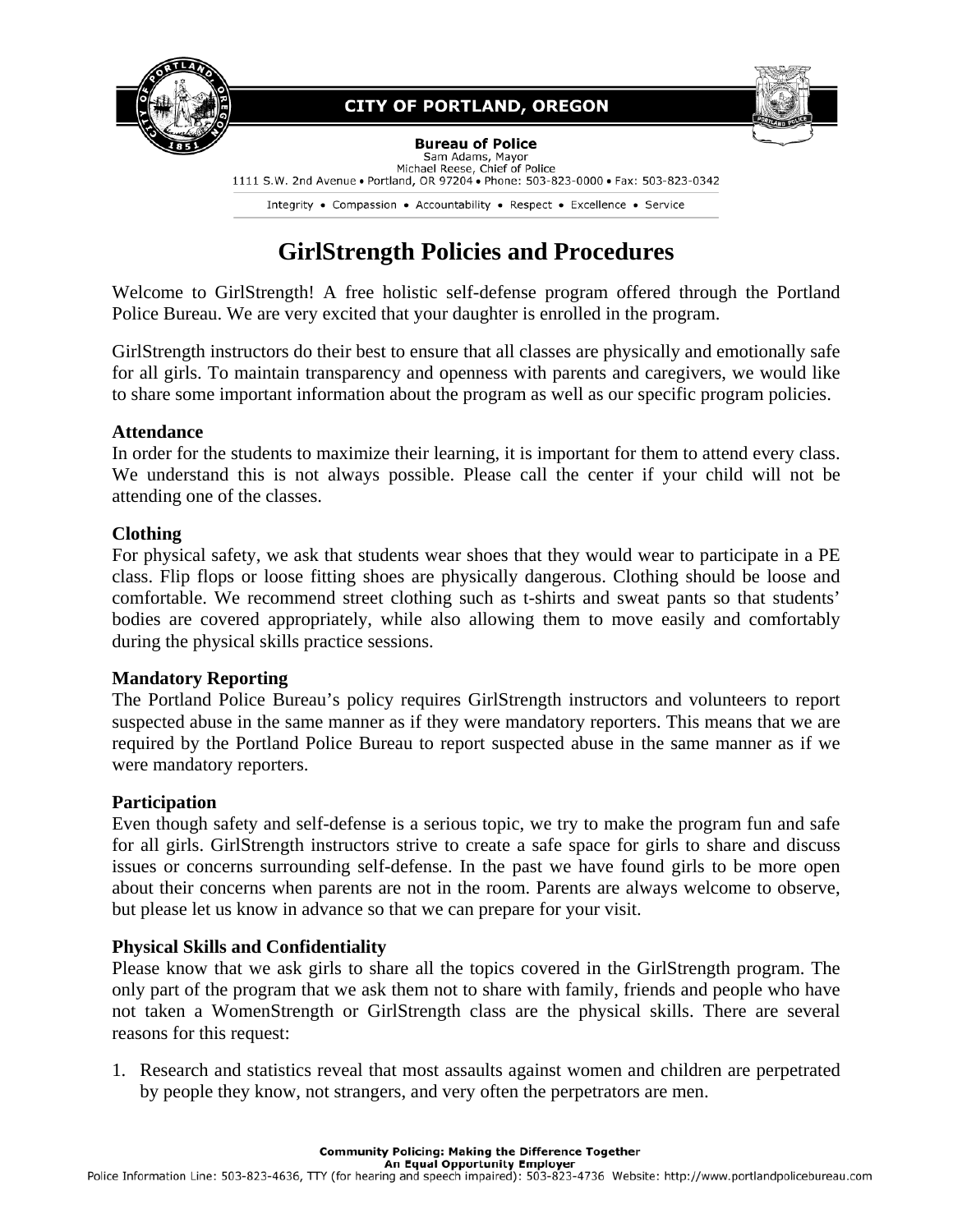CITY OF PORTLAND, OREGON

**Bureau of Police**
Sam Adams, Mayor
Michael Reese, Chief of Police
1111 S.W. 2nd Avenue • Portland, OR 97204 • Phone: 503-823-0000 • Fax: 503-823-0342

Integrity • Compassion • Accountability • Respect • Excellence • Service

# GirlStrength Policies and Procedures

Welcome to GirlStrength! A free holistic self-defense program offered through the Portland Police Bureau. We are very excited that your daughter is enrolled in the program.

GirlStrength instructors do their best to ensure that all classes are physically and emotionally safe for all girls. To maintain transparency and openness with parents and caregivers, we would like to share some important information about the program as well as our specific program policies.

**Attendance**
In order for the students to maximize their learning, it is important for them to attend every class. We understand this is not always possible. Please call the center if your child will not be attending one of the classes.

**Clothing**
For physical safety, we ask that students wear shoes that they would wear to participate in a PE class. Flip flops or loose fitting shoes are physically dangerous. Clothing should be loose and comfortable. We recommend street clothing such as t-shirts and sweat pants so that students' bodies are covered appropriately, while also allowing them to move easily and comfortably during the physical skills practice sessions.

**Mandatory Reporting**
The Portland Police Bureau's policy requires GirlStrength instructors and volunteers to report suspected abuse in the same manner as if they were mandatory reporters. This means that we are required by the Portland Police Bureau to report suspected abuse in the same manner as if we were mandatory reporters.

**Participation**
Even though safety and self-defense is a serious topic, we try to make the program fun and safe for all girls. GirlStrength instructors strive to create a safe space for girls to share and discuss issues or concerns surrounding self-defense. In the past we have found girls to be more open about their concerns when parents are not in the room. Parents are always welcome to observe, but please let us know in advance so that we can prepare for your visit.

**Physical Skills and Confidentiality**
Please know that we ask girls to share all the topics covered in the GirlStrength program. The only part of the program that we ask them not to share with family, friends and people who have not taken a WomenStrength or GirlStrength class are the physical skills. There are several reasons for this request:

1. Research and statistics reveal that most assaults against women and children are perpetrated by people they know, not strangers, and very often the perpetrators are men.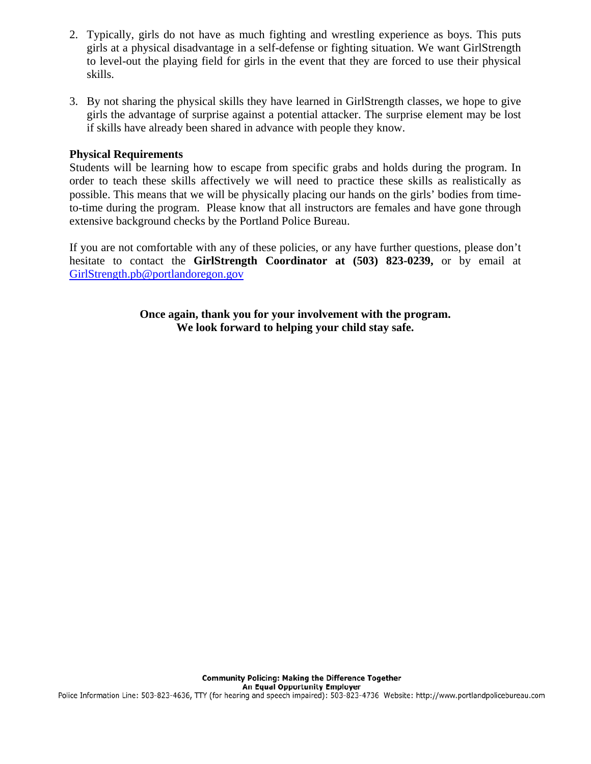2. Typically, girls do not have as much fighting and wrestling experience as boys. This puts girls at a physical disadvantage in a self-defense or fighting situation. We want GirlStrength to level-out the playing field for girls in the event that they are forced to use their physical skills.

3. By not sharing the physical skills they have learned in GirlStrength classes, we hope to give girls the advantage of surprise against a potential attacker. The surprise element may be lost if skills have already been shared in advance with people they know.

**Physical Requirements**

Students will be learning how to escape from specific grabs and holds during the program. In order to teach these skills affectively we will need to practice these skills as realistically as possible. This means that we will be physically placing our hands on the girls' bodies from time-to-time during the program. Please know that all instructors are females and have gone through extensive background checks by the Portland Police Bureau.

If you are not comfortable with any of these policies, or any have further questions, please don't hesitate to contact the **GirlStrength Coordinator at (503) 823-0239,** or by email at GirlStrength.pb@portlandoregon.gov

**Once again, thank you for your involvement with the program.**
**We look forward to helping your child stay safe.**

**Community Policing: Making the Difference Together**
**An Equal Opportunity Employer**
Police Information Line: 503-823-4636, TTY (for hearing and speech impaired): 503-823-4736 Website: http://www.portlandpolicebureau.com